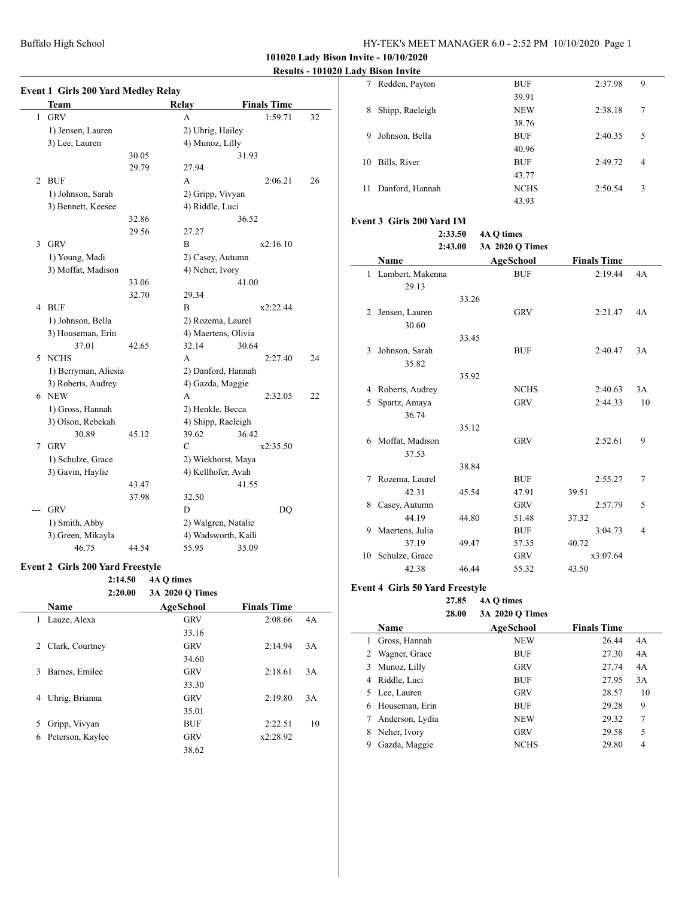101020 Lady Bison Invite - 10/10/2020

Results - 101020 Lady Bison Invite

## Event 1 Girls 200 Yard Medley Relay

| | Team | Relay | Finals Time | |
|---|---|---|---|---|
| 1 | GRV | A | 1:59.71 | 32 |
| | 1) Jensen, Lauren | 2) Uhrig, Hailey | | |
| | 3) Lee, Lauren | 4) Munoz, Lilly | | |
| | 30.05 | 31.93 | | |
| | 29.79 | 27.94 | | |
| 2 | BUF | A | 2:06.21 | 26 |
| | 1) Johnson, Sarah | 2) Gripp, Vivyan | | |
| | 3) Bennett, Keesee | 4) Riddle, Luci | | |
| | 32.86 | 36.52 | | |
| | 29.56 | 27.27 | | |
| 3 | GRV | B | x2:16.10 | |
| | 1) Young, Madi | 2) Casey, Autumn | | |
| | 3) Moffat, Madison | 4) Neher, Ivory | | |
| | 33.06 | 41.00 | | |
| | 32.70 | 29.34 | | |
| 4 | BUF | B | x2:22.44 | |
| | 1) Johnson, Bella | 2) Rozema, Laurel | | |
| | 3) Houseman, Erin | 4) Maertens, Olivia | | |
| | 37.01 42.65 | 32.14 30.64 | | |
| 5 | NCHS | A | 2:27.40 | 24 |
| | 1) Berryman, Aliesia | 2) Danford, Hannah | | |
| | 3) Roberts, Audrey | 4) Gazda, Maggie | | |
| 6 | NEW | A | 2:32.05 | 22 |
| | 1) Gross, Hannah | 2) Henkle, Becca | | |
| | 3) Olson, Rebekah | 4) Shipp, Raeleigh | | |
| | 30.89 45.12 | 39.62 36.42 | | |
| 7 | GRV | C | x2:35.50 | |
| | 1) Schulze, Grace | 2) Wiekhorst, Maya | | |
| | 3) Gavin, Haylie | 4) Kellhofer, Avah | | |
| | 43.47 | 41.55 | | |
| | 37.98 | 32.50 | | |
| --- | GRV | D | DQ | |
| | 1) Smith, Abby | 2) Walgren, Natalie | | |
| | 3) Green, Mikayla | 4) Wadsworth, Kaili | | |
| | 46.75 44.54 | 55.95 35.09 | | |

## Event 2 Girls 200 Yard Freestyle

2:14.50 4A Q times
2:20.00 3A 2020 Q Times

| | Name | AgeSchool | Finals Time | |
|---|---|---|---|---|
| 1 | Lauze, Alexa | GRV | 2:08.66 | 4A |
| | | 33.16 | | |
| 2 | Clark, Courtney | GRV | 2:14.94 | 3A |
| | | 34.60 | | |
| 3 | Barnes, Emilee | GRV | 2:18.61 | 3A |
| | | 33.30 | | |
| 4 | Uhrig, Brianna | GRV | 2:19.80 | 3A |
| | | 35.01 | | |
| 5 | Gripp, Vivyan | BUF | 2:22.51 | 10 |
| 6 | Peterson, Kaylee | GRV | x2:28.92 | |
| | | 38.62 | | |
| 7 | Redden, Payton | BUF | 2:37.98 | 9 |
| | | 39.91 | | |
| 8 | Shipp, Raeleigh | NEW | 2:38.18 | 7 |
| | | 38.76 | | |
| 9 | Johnson, Bella | BUF | 2:40.35 | 5 |
| | | 40.96 | | |
| 10 | Bills, River | BUF | 2:49.72 | 4 |
| | | 43.77 | | |
| 11 | Danford, Hannah | NCHS | 2:50.54 | 3 |
| | | 43.93 | | |

## Event 3 Girls 200 Yard IM

2:33.50 4A Q times
2:43.00 3A 2020 Q Times

| | Name | AgeSchool | Finals Time | |
|---|---|---|---|---|
| 1 | Lambert, Makenna | BUF | 2:19.44 | 4A |
| | 29.13 | | | |
| | 33.26 | | | |
| 2 | Jensen, Lauren | GRV | 2:21.47 | 4A |
| | 30.60 | | | |
| | 33.45 | | | |
| 3 | Johnson, Sarah | BUF | 2:40.47 | 3A |
| | 35.82 | | | |
| | 35.92 | | | |
| 4 | Roberts, Audrey | NCHS | 2:40.63 | 3A |
| 5 | Spartz, Amaya | GRV | 2:44.33 | 10 |
| | 36.74 | | | |
| | 35.12 | | | |
| 6 | Moffat, Madison | GRV | 2:52.61 | 9 |
| | 37.53 | | | |
| | 38.84 | | | |
| 7 | Rozema, Laurel | BUF | 2:55.27 | 7 |
| | 42.31 45.54 | 47.91 | 39.51 | |
| 8 | Casey, Autumn | GRV | 2:57.79 | 5 |
| | 44.19 44.80 | 51.48 | 37.32 | |
| 9 | Maertens, Julia | BUF | 3:04.73 | 4 |
| | 37.19 49.47 | 57.35 | 40.72 | |
| 10 | Schulze, Grace | GRV | x3:07.64 | |
| | 42.38 46.44 | 55.32 | 43.50 | |

## Event 4 Girls 50 Yard Freestyle

27.85 4A Q times
28.00 3A 2020 Q Times

| | Name | AgeSchool | Finals Time | |
|---|---|---|---|---|
| 1 | Gross, Hannah | NEW | 26.44 | 4A |
| 2 | Wagner, Grace | BUF | 27.30 | 4A |
| 3 | Munoz, Lilly | GRV | 27.74 | 4A |
| 4 | Riddle, Luci | BUF | 27.95 | 3A |
| 5 | Lee, Lauren | GRV | 28.57 | 10 |
| 6 | Houseman, Erin | BUF | 29.28 | 9 |
| 7 | Anderson, Lydia | NEW | 29.32 | 7 |
| 8 | Neher, Ivory | GRV | 29.58 | 5 |
| 9 | Gazda, Maggie | NCHS | 29.80 | 4 |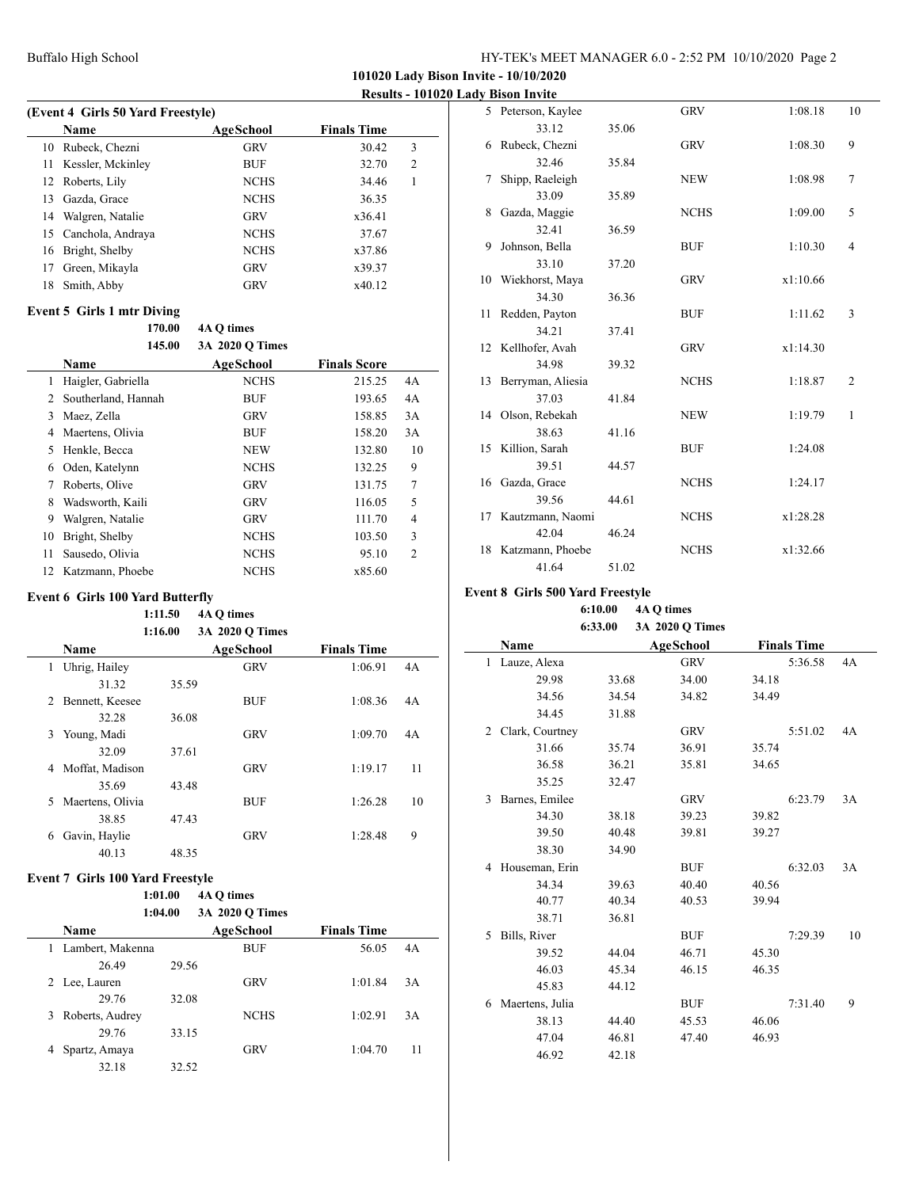### (Event 4 Girls 50 Yard Freestyle)

| | Name | AgeSchool | Finals Time | |
|---|---|---|---|---|
| 10 | Rubeck, Chezni | GRV | 30.42 | 3 |
| 11 | Kessler, Mckinley | BUF | 32.70 | 2 |
| 12 | Roberts, Lily | NCHS | 34.46 | 1 |
| 13 | Gazda, Grace | NCHS | 36.35 | |
| 14 | Walgren, Natalie | GRV | x36.41 | |
| 15 | Canchola, Andraya | NCHS | 37.67 | |
| 16 | Bright, Shelby | NCHS | x37.86 | |
| 17 | Green, Mikayla | GRV | x39.37 | |
| 18 | Smith, Abby | GRV | x40.12 | |

### Event 5 Girls 1 mtr Diving

170.00 4A Q times
145.00 3A 2020 Q Times

| | Name | AgeSchool | Finals Score | |
|---|---|---|---|---|
| 1 | Haigler, Gabriella | NCHS | 215.25 | 4A |
| 2 | Southerland, Hannah | BUF | 193.65 | 4A |
| 3 | Maez, Zella | GRV | 158.85 | 3A |
| 4 | Maertens, Olivia | BUF | 158.20 | 3A |
| 5 | Henkle, Becca | NEW | 132.80 | 10 |
| 6 | Oden, Katelynn | NCHS | 132.25 | 9 |
| 7 | Roberts, Olive | GRV | 131.75 | 7 |
| 8 | Wadsworth, Kaili | GRV | 116.05 | 5 |
| 9 | Walgren, Natalie | GRV | 111.70 | 4 |
| 10 | Bright, Shelby | NCHS | 103.50 | 3 |
| 11 | Sausedo, Olivia | NCHS | 95.10 | 2 |
| 12 | Katzmann, Phoebe | NCHS | x85.60 | |

### Event 6 Girls 100 Yard Butterfly

1:11.50 4A Q times
1:16.00 3A 2020 Q Times

| | Name | | AgeSchool | Finals Time | |
|---|---|---|---|---|---|
| 1 | Uhrig, Hailey | | GRV | 1:06.91 | 4A |
| | 31.32 | 35.59 | | | |
| 2 | Bennett, Keesee | | BUF | 1:08.36 | 4A |
| | 32.28 | 36.08 | | | |
| 3 | Young, Madi | | GRV | 1:09.70 | 4A |
| | 32.09 | 37.61 | | | |
| 4 | Moffat, Madison | | GRV | 1:19.17 | 11 |
| | 35.69 | 43.48 | | | |
| 5 | Maertens, Olivia | | BUF | 1:26.28 | 10 |
| | 38.85 | 47.43 | | | |
| 6 | Gavin, Haylie | | GRV | 1:28.48 | 9 |
| | 40.13 | 48.35 | | | |

### Event 7 Girls 100 Yard Freestyle

1:01.00 4A Q times
1:04.00 3A 2020 Q Times

| | Name | | AgeSchool | Finals Time | |
|---|---|---|---|---|---|
| 1 | Lambert, Makenna | | BUF | 56.05 | 4A |
| | 26.49 | 29.56 | | | |
| 2 | Lee, Lauren | | GRV | 1:01.84 | 3A |
| | 29.76 | 32.08 | | | |
| 3 | Roberts, Audrey | | NCHS | 1:02.91 | 3A |
| | 29.76 | 33.15 | | | |
| 4 | Spartz, Amaya | | GRV | 1:04.70 | 11 |
| | 32.18 | 32.52 | | | |
| 5 | Peterson, Kaylee | | GRV | 1:08.18 | 10 |
| | 33.12 | 35.06 | | | |
| 6 | Rubeck, Chezni | | GRV | 1:08.30 | 9 |
| | 32.46 | 35.84 | | | |
| 7 | Shipp, Raeleigh | | NEW | 1:08.98 | 7 |
| | 33.09 | 35.89 | | | |
| 8 | Gazda, Maggie | | NCHS | 1:09.00 | 5 |
| | 32.41 | 36.59 | | | |
| 9 | Johnson, Bella | | BUF | 1:10.30 | 4 |
| | 33.10 | 37.20 | | | |
| 10 | Wiekhorst, Maya | | GRV | x1:10.66 | |
| | 34.30 | 36.36 | | | |
| 11 | Redden, Payton | | BUF | 1:11.62 | 3 |
| | 34.21 | 37.41 | | | |
| 12 | Kellhofer, Avah | | GRV | x1:14.30 | |
| | 34.98 | 39.32 | | | |
| 13 | Berryman, Aliesia | | NCHS | 1:18.87 | 2 |
| | 37.03 | 41.84 | | | |
| 14 | Olson, Rebekah | | NEW | 1:19.79 | 1 |
| | 38.63 | 41.16 | | | |
| 15 | Killion, Sarah | | BUF | 1:24.08 | |
| | 39.51 | 44.57 | | | |
| 16 | Gazda, Grace | | NCHS | 1:24.17 | |
| | 39.56 | 44.61 | | | |
| 17 | Kautzmann, Naomi | | NCHS | x1:28.28 | |
| | 42.04 | 46.24 | | | |
| 18 | Katzmann, Phoebe | | NCHS | x1:32.66 | |
| | 41.64 | 51.02 | | | |

### Event 8 Girls 500 Yard Freestyle

6:10.00 4A Q times
6:33.00 3A 2020 Q Times

| | Name | | AgeSchool | | Finals Time | |
|---|---|---|---|---|---|---|
| 1 | Lauze, Alexa | | GRV | | 5:36.58 | 4A |
| | 29.98 | 33.68 | 34.00 | 34.18 | | |
| | 34.56 | 34.54 | 34.82 | 34.49 | | |
| | 34.45 | 31.88 | | | | |
| 2 | Clark, Courtney | | GRV | | 5:51.02 | 4A |
| | 31.66 | 35.74 | 36.91 | 35.74 | | |
| | 36.58 | 36.21 | 35.81 | 34.65 | | |
| | 35.25 | 32.47 | | | | |
| 3 | Barnes, Emilee | | GRV | | 6:23.79 | 3A |
| | 34.30 | 38.18 | 39.23 | 39.82 | | |
| | 39.50 | 40.48 | 39.81 | 39.27 | | |
| | 38.30 | 34.90 | | | | |
| 4 | Houseman, Erin | | BUF | | 6:32.03 | 3A |
| | 34.34 | 39.63 | 40.40 | 40.56 | | |
| | 40.77 | 40.34 | 40.53 | 39.94 | | |
| | 38.71 | 36.81 | | | | |
| 5 | Bills, River | | BUF | | 7:29.39 | 10 |
| | 39.52 | 44.04 | 46.71 | 45.30 | | |
| | 46.03 | 45.34 | 46.15 | 46.35 | | |
| | 45.83 | 44.12 | | | | |
| 6 | Maertens, Julia | | BUF | | 7:31.40 | 9 |
| | 38.13 | 44.40 | 45.53 | 46.06 | | |
| | 47.04 | 46.81 | 47.40 | 46.93 | | |
| | 46.92 | 42.18 | | | | |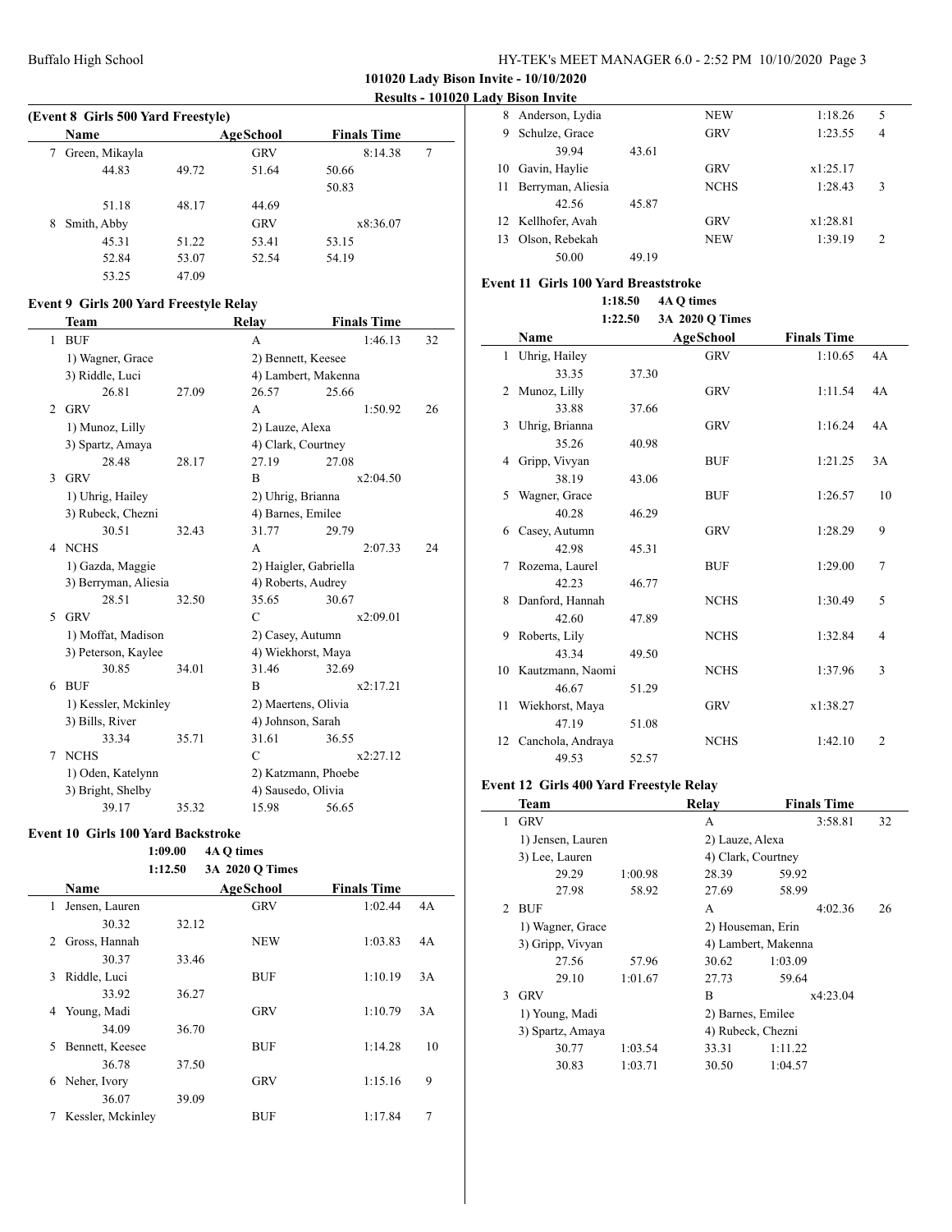## 101020 Lady Bison Invite - 10/10/2020

### Results - 101020 Lady Bison Invite

#### (Event 8 Girls 500 Yard Freestyle)

| | Name | AgeSchool | Finals Time | |
|---|---|---|---|---|
| 7 | Green, Mikayla | GRV | 8:14.38 | 7 |
| | 44.83 49.72 51.64 50.66 50.83 | | | |
| | 51.18 48.17 44.69 | | | |
| 8 | Smith, Abby | GRV | x8:36.07 | |
| | 45.31 51.22 53.41 53.15 | | | |
| | 52.84 53.07 52.54 54.19 | | | |
| | 53.25 47.09 | | | |

#### Event 9 Girls 200 Yard Freestyle Relay

| | Team | Relay | Finals Time | |
|---|---|---|---|---|
| 1 | BUF | A | 1:46.13 | 32 |
| | 1) Wagner, Grace 2) Bennett, Keesee 3) Riddle, Luci 4) Lambert, Makenna | | | |
| | 26.81 27.09 26.57 25.66 | | | |
| 2 | GRV | A | 1:50.92 | 26 |
| | 1) Munoz, Lilly 2) Lauze, Alexa 3) Spartz, Amaya 4) Clark, Courtney | | | |
| | 28.48 28.17 27.19 27.08 | | | |
| 3 | GRV | B | x2:04.50 | |
| | 1) Uhrig, Hailey 2) Uhrig, Brianna 3) Rubeck, Chezni 4) Barnes, Emilee | | | |
| | 30.51 32.43 31.77 29.79 | | | |
| 4 | NCHS | A | 2:07.33 | 24 |
| | 1) Gazda, Maggie 2) Haigler, Gabriella 3) Berryman, Aliesia 4) Roberts, Audrey | | | |
| | 28.51 32.50 35.65 30.67 | | | |
| 5 | GRV | C | x2:09.01 | |
| | 1) Moffat, Madison 2) Casey, Autumn 3) Peterson, Kaylee 4) Wiekhorst, Maya | | | |
| | 30.85 34.01 31.46 32.69 | | | |
| 6 | BUF | B | x2:17.21 | |
| | 1) Kessler, Mckinley 2) Maertens, Olivia 3) Bills, River 4) Johnson, Sarah | | | |
| | 33.34 35.71 31.61 36.55 | | | |
| 7 | NCHS | C | x2:27.12 | |
| | 1) Oden, Katelynn 2) Katzmann, Phoebe 3) Bright, Shelby 4) Sausedo, Olivia | | | |
| | 39.17 35.32 15.98 56.65 | | | |

#### Event 10 Girls 100 Yard Backstroke

1:09.00 4A Q times
1:12.50 3A 2020 Q Times

| | Name | AgeSchool | Finals Time | |
|---|---|---|---|---|
| 1 | Jensen, Lauren | GRV | 1:02.44 | 4A |
| | 30.32 32.12 | | | |
| 2 | Gross, Hannah | NEW | 1:03.83 | 4A |
| | 30.37 33.46 | | | |
| 3 | Riddle, Luci | BUF | 1:10.19 | 3A |
| | 33.92 36.27 | | | |
| 4 | Young, Madi | GRV | 1:10.79 | 3A |
| | 34.09 36.70 | | | |
| 5 | Bennett, Keesee | BUF | 1:14.28 | 10 |
| | 36.78 37.50 | | | |
| 6 | Neher, Ivory | GRV | 1:15.16 | 9 |
| | 36.07 39.09 | | | |
| 7 | Kessler, Mckinley | BUF | 1:17.84 | 7 |
| 8 | Anderson, Lydia | NEW | 1:18.26 | 5 |
| 9 | Schulze, Grace | GRV | 1:23.55 | 4 |
| | 39.94 43.61 | | | |
| 10 | Gavin, Haylie | GRV | x1:25.17 | |
| 11 | Berryman, Aliesia | NCHS | 1:28.43 | 3 |
| | 42.56 45.87 | | | |
| 12 | Kellhofer, Avah | GRV | x1:28.81 | |
| 13 | Olson, Rebekah | NEW | 1:39.19 | 2 |
| | 50.00 49.19 | | | |

#### Event 11 Girls 100 Yard Breaststroke

1:18.50 4A Q times
1:22.50 3A 2020 Q Times

| | Name | AgeSchool | Finals Time | |
|---|---|---|---|---|
| 1 | Uhrig, Hailey | GRV | 1:10.65 | 4A |
| | 33.35 37.30 | | | |
| 2 | Munoz, Lilly | GRV | 1:11.54 | 4A |
| | 33.88 37.66 | | | |
| 3 | Uhrig, Brianna | GRV | 1:16.24 | 4A |
| | 35.26 40.98 | | | |
| 4 | Gripp, Vivyan | BUF | 1:21.25 | 3A |
| | 38.19 43.06 | | | |
| 5 | Wagner, Grace | BUF | 1:26.57 | 10 |
| | 40.28 46.29 | | | |
| 6 | Casey, Autumn | GRV | 1:28.29 | 9 |
| | 42.98 45.31 | | | |
| 7 | Rozema, Laurel | BUF | 1:29.00 | 7 |
| | 42.23 46.77 | | | |
| 8 | Danford, Hannah | NCHS | 1:30.49 | 5 |
| | 42.60 47.89 | | | |
| 9 | Roberts, Lily | NCHS | 1:32.84 | 4 |
| | 43.34 49.50 | | | |
| 10 | Kautzmann, Naomi | NCHS | 1:37.96 | 3 |
| | 46.67 51.29 | | | |
| 11 | Wiekhorst, Maya | GRV | x1:38.27 | |
| | 47.19 51.08 | | | |
| 12 | Canchola, Andraya | NCHS | 1:42.10 | 2 |
| | 49.53 52.57 | | | |

#### Event 12 Girls 400 Yard Freestyle Relay

| | Team | Relay | Finals Time | |
|---|---|---|---|---|
| 1 | GRV | A | 3:58.81 | 32 |
| | 1) Jensen, Lauren 2) Lauze, Alexa 3) Lee, Lauren 4) Clark, Courtney | | | |
| | 29.29 1:00.98 28.39 59.92 | | | |
| | 27.98 58.92 27.69 58.99 | | | |
| 2 | BUF | A | 4:02.36 | 26 |
| | 1) Wagner, Grace 2) Houseman, Erin 3) Gripp, Vivyan 4) Lambert, Makenna | | | |
| | 27.56 57.96 30.62 1:03.09 | | | |
| | 29.10 1:01.67 27.73 59.64 | | | |
| 3 | GRV | B | x4:23.04 | |
| | 1) Young, Madi 2) Barnes, Emilee 3) Spartz, Amaya 4) Rubeck, Chezni | | | |
| | 30.77 1:03.54 33.31 1:11.22 | | | |
| | 30.83 1:03.71 30.50 1:04.57 | | | |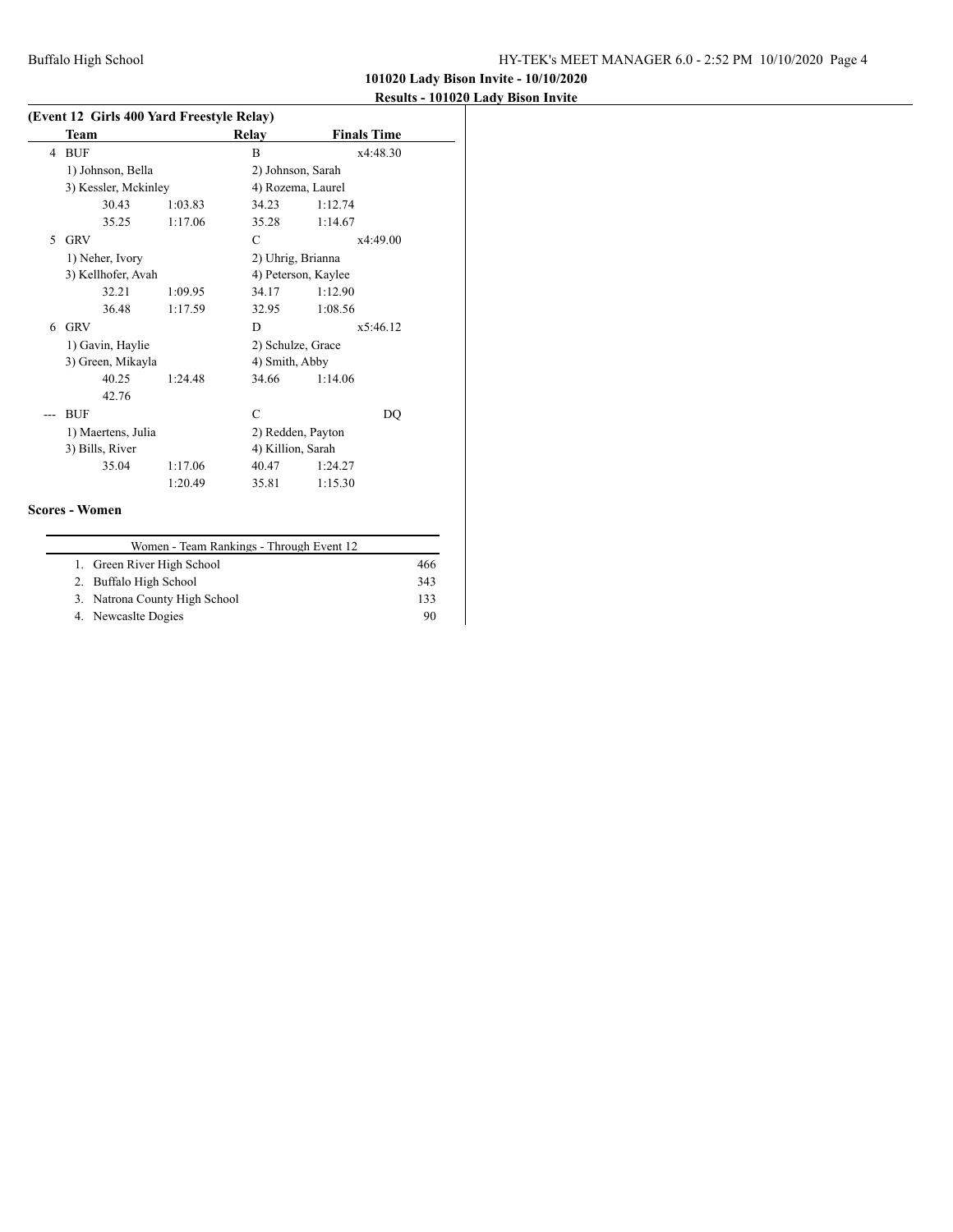**101020 Lady Bison Invite - 10/10/2020**

**Results - 101020 Lady Bison Invite**

**(Event 12 Girls 400 Yard Freestyle Relay)**

| | Team | | Relay | | Finals Time |
|---|---|---|---|---|---|
| 4 | BUF | | B | | x4:48.30 |
| | 1) Johnson, Bella | | 2) Johnson, Sarah | | |
| | 3) Kessler, Mckinley | | 4) Rozema, Laurel | | |
| | 30.43 | 1:03.83 | 34.23 | 1:12.74 | |
| | 35.25 | 1:17.06 | 35.28 | 1:14.67 | |
| 5 | GRV | | C | | x4:49.00 |
| | 1) Neher, Ivory | | 2) Uhrig, Brianna | | |
| | 3) Kellhofer, Avah | | 4) Peterson, Kaylee | | |
| | 32.21 | 1:09.95 | 34.17 | 1:12.90 | |
| | 36.48 | 1:17.59 | 32.95 | 1:08.56 | |
| 6 | GRV | | D | | x5:46.12 |
| | 1) Gavin, Haylie | | 2) Schulze, Grace | | |
| | 3) Green, Mikayla | | 4) Smith, Abby | | |
| | 40.25 | 1:24.48 | 34.66 | 1:14.06 | |
| | 42.76 | | | | |
| --- | BUF | | C | | DQ |
| | 1) Maertens, Julia | | 2) Redden, Payton | | |
| | 3) Bills, River | | 4) Killion, Sarah | | |
| | 35.04 | 1:17.06 | 40.47 | 1:24.27 | |
| | | 1:20.49 | 35.81 | 1:15.30 | |

**Scores - Women**

| Women - Team Rankings - Through Event 12 | |
|---|---|
| 1. Green River High School | 466 |
| 2. Buffalo High School | 343 |
| 3. Natrona County High School | 133 |
| 4. Newcaslte Dogies | 90 |